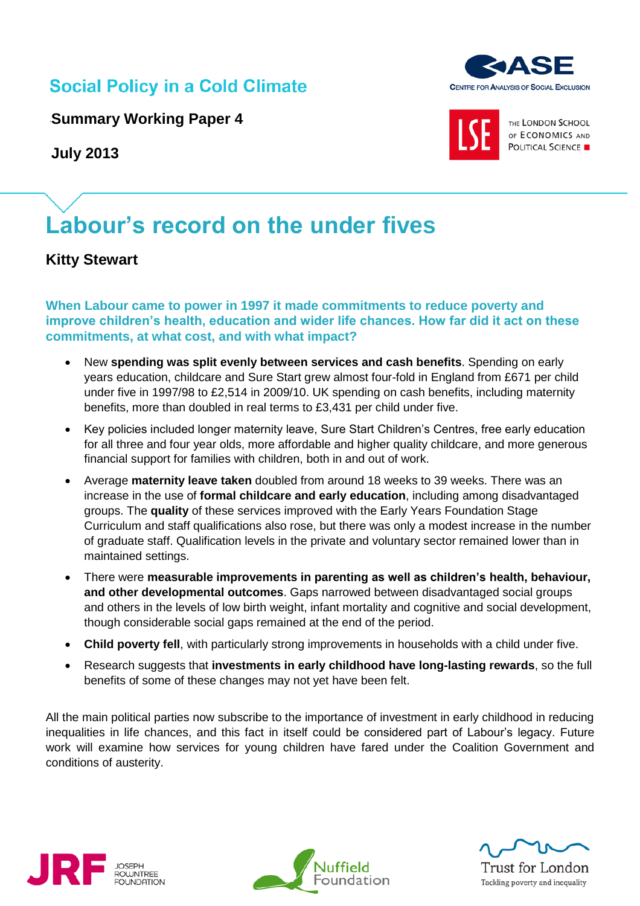Social Policy in a Cold Climate

**Summary Working Paper 4**

**July 2013**

# Labour's record on the under fives

**Kitty Stewart**

**When Labour came to power in 1997 it made commitments to reduce poverty and improve children's health, education and wider life chances. How far did it act on these commitments, at what cost, and with what impact?**

- New **spending was split evenly between services and cash benefits**. Spending on early years education, childcare and Sure Start grew almost four-fold in England from £671 per child under five in 1997/98 to £2,514 in 2009/10. UK spending on cash benefits, including maternity benefits, more than doubled in real terms to £3,431 per child under five.
- Key policies included longer maternity leave, Sure Start Children's Centres, free early education for all three and four year olds, more affordable and higher quality childcare, and more generous financial support for families with children, both in and out of work.
- Average **maternity leave taken** doubled from around 18 weeks to 39 weeks. There was an increase in the use of **formal childcare and early education**, including among disadvantaged groups. The **quality** of these services improved with the Early Years Foundation Stage Curriculum and staff qualifications also rose, but there was only a modest increase in the number of graduate staff. Qualification levels in the private and voluntary sector remained lower than in maintained settings.
- There were **measurable improvements in parenting as well as children's health, behaviour, and other developmental outcomes**. Gaps narrowed between disadvantaged social groups and others in the levels of low birth weight, infant mortality and cognitive and social development, though considerable social gaps remained at the end of the period.
- **Child poverty fell**, with particularly strong improvements in households with a child under five.
- Research suggests that **investments in early childhood have long-lasting rewards**, so the full benefits of some of these changes may not yet have been felt.

All the main political parties now subscribe to the importance of investment in early childhood in reducing inequalities in life chances, and this fact in itself could be considered part of Labour's legacy. Future work will examine how services for young children have fared under the Coalition Government and conditions of austerity.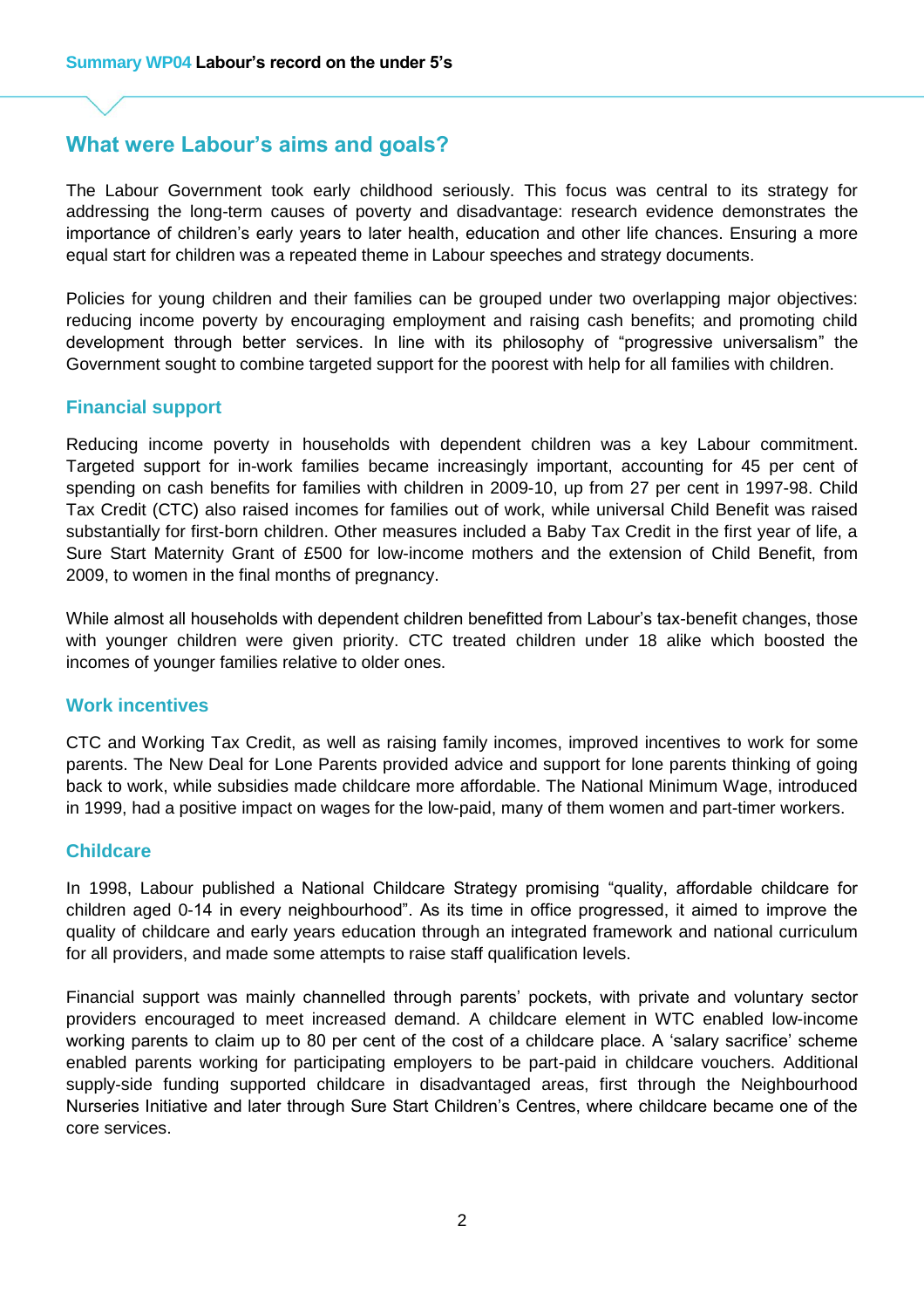## What were Labour's aims and goals?

The Labour Government took early childhood seriously. This focus was central to its strategy for addressing the long-term causes of poverty and disadvantage: research evidence demonstrates the importance of children's early years to later health, education and other life chances. Ensuring a more equal start for children was a repeated theme in Labour speeches and strategy documents.

Policies for young children and their families can be grouped under two overlapping major objectives: reducing income poverty by encouraging employment and raising cash benefits; and promoting child development through better services. In line with its philosophy of "progressive universalism" the Government sought to combine targeted support for the poorest with help for all families with children.

### Financial support

Reducing income poverty in households with dependent children was a key Labour commitment. Targeted support for in-work families became increasingly important, accounting for 45 per cent of spending on cash benefits for families with children in 2009-10, up from 27 per cent in 1997-98. Child Tax Credit (CTC) also raised incomes for families out of work, while universal Child Benefit was raised substantially for first-born children. Other measures included a Baby Tax Credit in the first year of life, a Sure Start Maternity Grant of £500 for low-income mothers and the extension of Child Benefit, from 2009, to women in the final months of pregnancy.

While almost all households with dependent children benefitted from Labour's tax-benefit changes, those with younger children were given priority. CTC treated children under 18 alike which boosted the incomes of younger families relative to older ones.

### Work incentives

CTC and Working Tax Credit, as well as raising family incomes, improved incentives to work for some parents. The New Deal for Lone Parents provided advice and support for lone parents thinking of going back to work, while subsidies made childcare more affordable. The National Minimum Wage, introduced in 1999, had a positive impact on wages for the low-paid, many of them women and part-timer workers.

### Childcare

In 1998, Labour published a National Childcare Strategy promising "quality, affordable childcare for children aged 0-14 in every neighbourhood". As its time in office progressed, it aimed to improve the quality of childcare and early years education through an integrated framework and national curriculum for all providers, and made some attempts to raise staff qualification levels.

Financial support was mainly channelled through parents' pockets, with private and voluntary sector providers encouraged to meet increased demand. A childcare element in WTC enabled low-income working parents to claim up to 80 per cent of the cost of a childcare place. A 'salary sacrifice' scheme enabled parents working for participating employers to be part-paid in childcare vouchers. Additional supply-side funding supported childcare in disadvantaged areas, first through the Neighbourhood Nurseries Initiative and later through Sure Start Children's Centres, where childcare became one of the core services.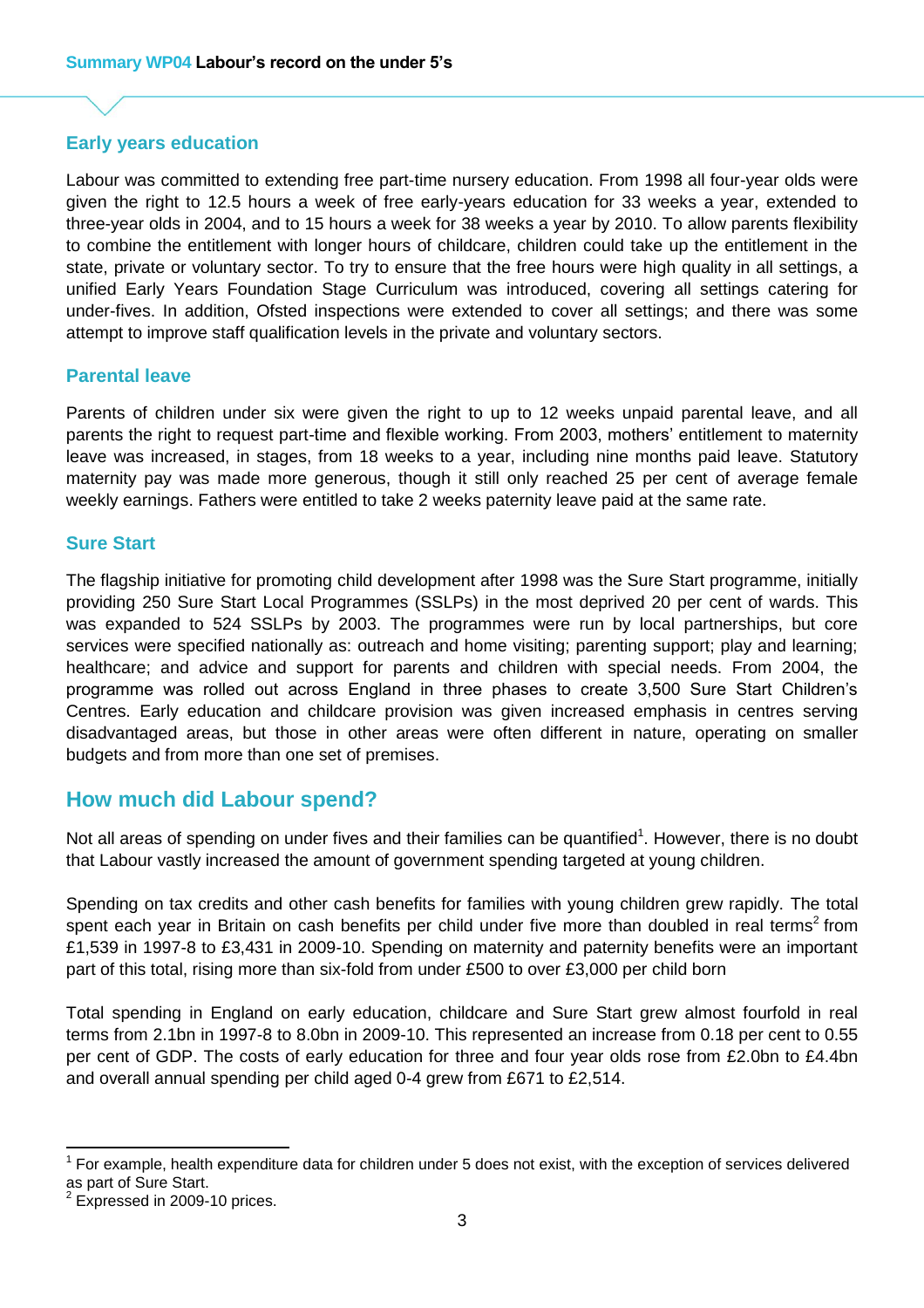## Early years education

Labour was committed to extending free part-time nursery education. From 1998 all four-year olds were given the right to 12.5 hours a week of free early-years education for 33 weeks a year, extended to three-year olds in 2004, and to 15 hours a week for 38 weeks a year by 2010. To allow parents flexibility to combine the entitlement with longer hours of childcare, children could take up the entitlement in the state, private or voluntary sector. To try to ensure that the free hours were high quality in all settings, a unified Early Years Foundation Stage Curriculum was introduced, covering all settings catering for under-fives. In addition, Ofsted inspections were extended to cover all settings; and there was some attempt to improve staff qualification levels in the private and voluntary sectors.

## Parental leave

Parents of children under six were given the right to up to 12 weeks unpaid parental leave, and all parents the right to request part-time and flexible working. From 2003, mothers' entitlement to maternity leave was increased, in stages, from 18 weeks to a year, including nine months paid leave. Statutory maternity pay was made more generous, though it still only reached 25 per cent of average female weekly earnings. Fathers were entitled to take 2 weeks paternity leave paid at the same rate.

## Sure Start

The flagship initiative for promoting child development after 1998 was the Sure Start programme, initially providing 250 Sure Start Local Programmes (SSLPs) in the most deprived 20 per cent of wards. This was expanded to 524 SSLPs by 2003. The programmes were run by local partnerships, but core services were specified nationally as: outreach and home visiting; parenting support; play and learning; healthcare; and advice and support for parents and children with special needs. From 2004, the programme was rolled out across England in three phases to create 3,500 Sure Start Children's Centres. Early education and childcare provision was given increased emphasis in centres serving disadvantaged areas, but those in other areas were often different in nature, operating on smaller budgets and from more than one set of premises.

# How much did Labour spend?

Not all areas of spending on under fives and their families can be quantified[1]. However, there is no doubt that Labour vastly increased the amount of government spending targeted at young children.

Spending on tax credits and other cash benefits for families with young children grew rapidly. The total spent each year in Britain on cash benefits per child under five more than doubled in real terms[2] from £1,539 in 1997-8 to £3,431 in 2009-10. Spending on maternity and paternity benefits were an important part of this total, rising more than six-fold from under £500 to over £3,000 per child born

Total spending in England on early education, childcare and Sure Start grew almost fourfold in real terms from 2.1bn in 1997-8 to 8.0bn in 2009-10. This represented an increase from 0.18 per cent to 0.55 per cent of GDP. The costs of early education for three and four year olds rose from £2.0bn to £4.4bn and overall annual spending per child aged 0-4 grew from £671 to £2,514.

---

[1] For example, health expenditure data for children under 5 does not exist, with the exception of services delivered as part of Sure Start.

[2] Expressed in 2009-10 prices.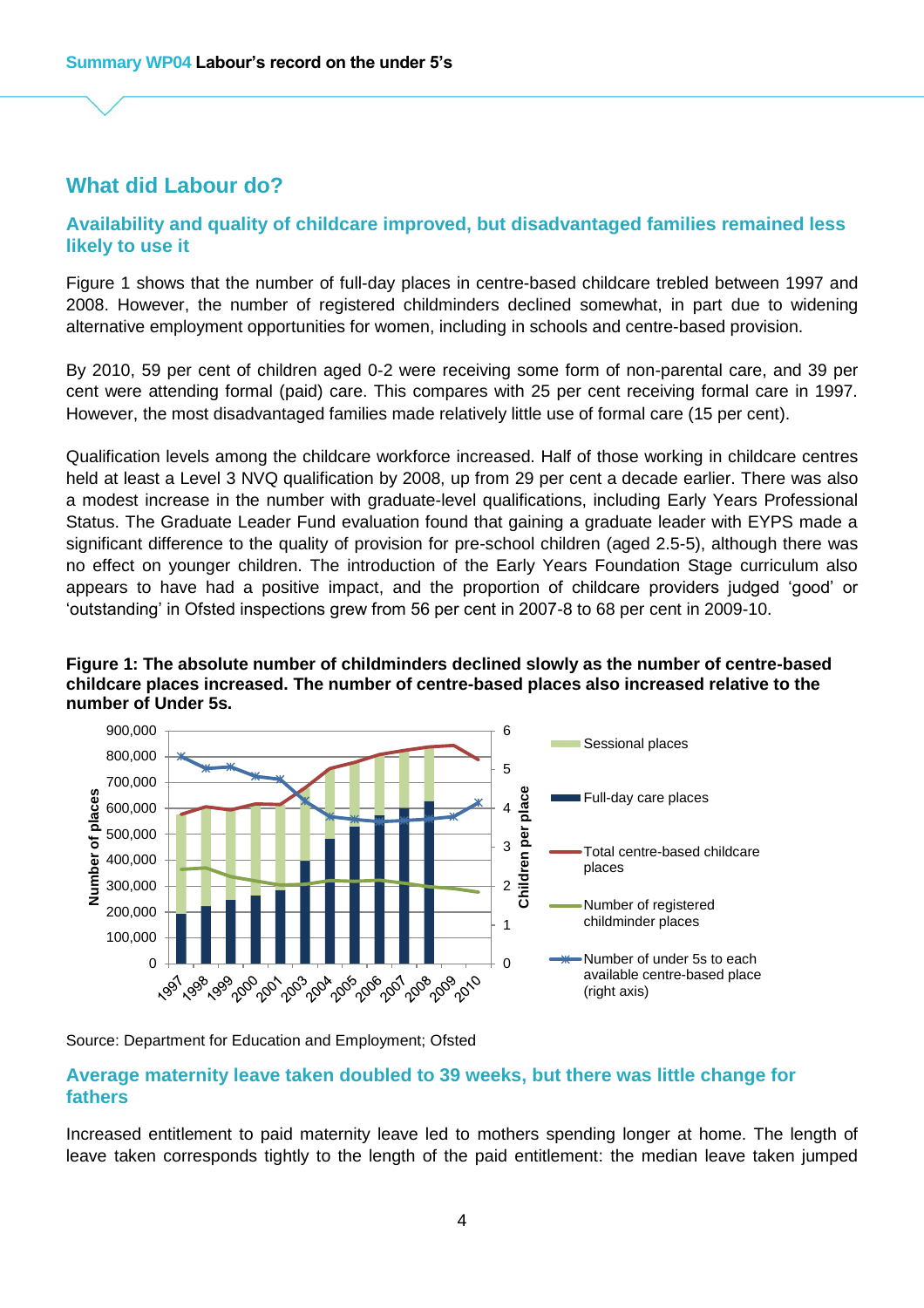# What did Labour do?

## Availability and quality of childcare improved, but disadvantaged families remained less likely to use it

Figure 1 shows that the number of full-day places in centre-based childcare trebled between 1997 and 2008. However, the number of registered childminders declined somewhat, in part due to widening alternative employment opportunities for women, including in schools and centre-based provision.

By 2010, 59 per cent of children aged 0-2 were receiving some form of non-parental care, and 39 per cent were attending formal (paid) care. This compares with 25 per cent receiving formal care in 1997. However, the most disadvantaged families made relatively little use of formal care (15 per cent).

Qualification levels among the childcare workforce increased. Half of those working in childcare centres held at least a Level 3 NVQ qualification by 2008, up from 29 per cent a decade earlier. There was also a modest increase in the number with graduate-level qualifications, including Early Years Professional Status. The Graduate Leader Fund evaluation found that gaining a graduate leader with EYPS made a significant difference to the quality of provision for pre-school children (aged 2.5-5), although there was no effect on younger children. The introduction of the Early Years Foundation Stage curriculum also appears to have had a positive impact, and the proportion of childcare providers judged 'good' or 'outstanding' in Ofsted inspections grew from 56 per cent in 2007-8 to 68 per cent in 2009-10.

**Figure 1: The absolute number of childminders declined slowly as the number of centre-based childcare places increased. The number of centre-based places also increased relative to the number of Under 5s.**

Source: Department for Education and Employment; Ofsted

## Average maternity leave taken doubled to 39 weeks, but there was little change for fathers

Increased entitlement to paid maternity leave led to mothers spending longer at home. The length of leave taken corresponds tightly to the length of the paid entitlement: the median leave taken jumped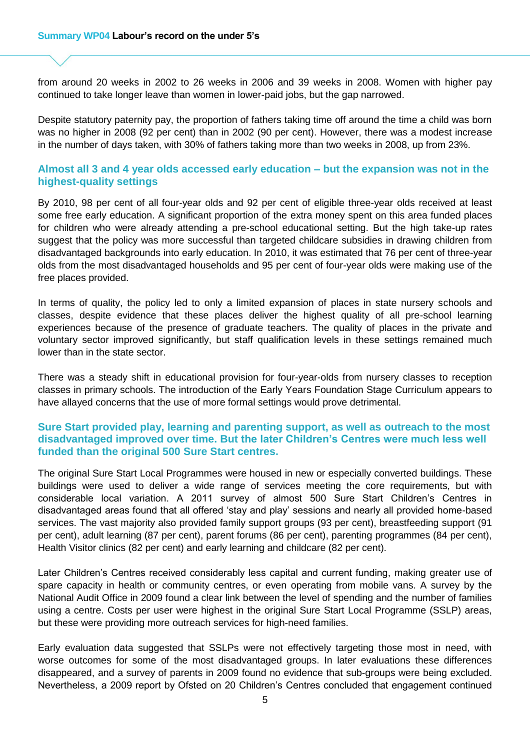from around 20 weeks in 2002 to 26 weeks in 2006 and 39 weeks in 2008. Women with higher pay continued to take longer leave than women in lower-paid jobs, but the gap narrowed.

Despite statutory paternity pay, the proportion of fathers taking time off around the time a child was born was no higher in 2008 (92 per cent) than in 2002 (90 per cent). However, there was a modest increase in the number of days taken, with 30% of fathers taking more than two weeks in 2008, up from 23%.

### Almost all 3 and 4 year olds accessed early education – but the expansion was not in the highest-quality settings

By 2010, 98 per cent of all four-year olds and 92 per cent of eligible three-year olds received at least some free early education. A significant proportion of the extra money spent on this area funded places for children who were already attending a pre-school educational setting. But the high take-up rates suggest that the policy was more successful than targeted childcare subsidies in drawing children from disadvantaged backgrounds into early education. In 2010, it was estimated that 76 per cent of three-year olds from the most disadvantaged households and 95 per cent of four-year olds were making use of the free places provided.

In terms of quality, the policy led to only a limited expansion of places in state nursery schools and classes, despite evidence that these places deliver the highest quality of all pre-school learning experiences because of the presence of graduate teachers. The quality of places in the private and voluntary sector improved significantly, but staff qualification levels in these settings remained much lower than in the state sector.

There was a steady shift in educational provision for four-year-olds from nursery classes to reception classes in primary schools. The introduction of the Early Years Foundation Stage Curriculum appears to have allayed concerns that the use of more formal settings would prove detrimental.

### Sure Start provided play, learning and parenting support, as well as outreach to the most disadvantaged improved over time. But the later Children's Centres were much less well funded than the original 500 Sure Start centres.

The original Sure Start Local Programmes were housed in new or especially converted buildings. These buildings were used to deliver a wide range of services meeting the core requirements, but with considerable local variation. A 2011 survey of almost 500 Sure Start Children's Centres in disadvantaged areas found that all offered 'stay and play' sessions and nearly all provided home-based services. The vast majority also provided family support groups (93 per cent), breastfeeding support (91 per cent), adult learning (87 per cent), parent forums (86 per cent), parenting programmes (84 per cent), Health Visitor clinics (82 per cent) and early learning and childcare (82 per cent).

Later Children's Centres received considerably less capital and current funding, making greater use of spare capacity in health or community centres, or even operating from mobile vans. A survey by the National Audit Office in 2009 found a clear link between the level of spending and the number of families using a centre. Costs per user were highest in the original Sure Start Local Programme (SSLP) areas, but these were providing more outreach services for high-need families.

Early evaluation data suggested that SSLPs were not effectively targeting those most in need, with worse outcomes for some of the most disadvantaged groups. In later evaluations these differences disappeared, and a survey of parents in 2009 found no evidence that sub-groups were being excluded. Nevertheless, a 2009 report by Ofsted on 20 Children's Centres concluded that engagement continued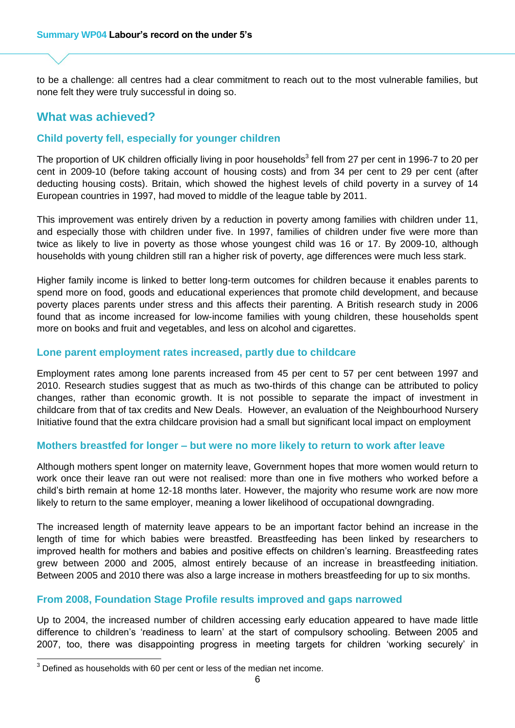to be a challenge: all centres had a clear commitment to reach out to the most vulnerable families, but none felt they were truly successful in doing so.

## What was achieved?

### Child poverty fell, especially for younger children

The proportion of UK children officially living in poor households[3] fell from 27 per cent in 1996-7 to 20 per cent in 2009-10 (before taking account of housing costs) and from 34 per cent to 29 per cent (after deducting housing costs). Britain, which showed the highest levels of child poverty in a survey of 14 European countries in 1997, had moved to middle of the league table by 2011.

This improvement was entirely driven by a reduction in poverty among families with children under 11, and especially those with children under five. In 1997, families of children under five were more than twice as likely to live in poverty as those whose youngest child was 16 or 17. By 2009-10, although households with young children still ran a higher risk of poverty, age differences were much less stark.

Higher family income is linked to better long-term outcomes for children because it enables parents to spend more on food, goods and educational experiences that promote child development, and because poverty places parents under stress and this affects their parenting. A British research study in 2006 found that as income increased for low-income families with young children, these households spent more on books and fruit and vegetables, and less on alcohol and cigarettes.

### Lone parent employment rates increased, partly due to childcare

Employment rates among lone parents increased from 45 per cent to 57 per cent between 1997 and 2010. Research studies suggest that as much as two-thirds of this change can be attributed to policy changes, rather than economic growth. It is not possible to separate the impact of investment in childcare from that of tax credits and New Deals. However, an evaluation of the Neighbourhood Nursery Initiative found that the extra childcare provision had a small but significant local impact on employment

### Mothers breastfed for longer – but were no more likely to return to work after leave

Although mothers spent longer on maternity leave, Government hopes that more women would return to work once their leave ran out were not realised: more than one in five mothers who worked before a child's birth remain at home 12-18 months later. However, the majority who resume work are now more likely to return to the same employer, meaning a lower likelihood of occupational downgrading.

The increased length of maternity leave appears to be an important factor behind an increase in the length of time for which babies were breastfed. Breastfeeding has been linked by researchers to improved health for mothers and babies and positive effects on children's learning. Breastfeeding rates grew between 2000 and 2005, almost entirely because of an increase in breastfeeding initiation. Between 2005 and 2010 there was also a large increase in mothers breastfeeding for up to six months.

### From 2008, Foundation Stage Profile results improved and gaps narrowed

Up to 2004, the increased number of children accessing early education appeared to have made little difference to children's 'readiness to learn' at the start of compulsory schooling. Between 2005 and 2007, too, there was disappointing progress in meeting targets for children 'working securely' in

---

[3] Defined as households with 60 per cent or less of the median net income.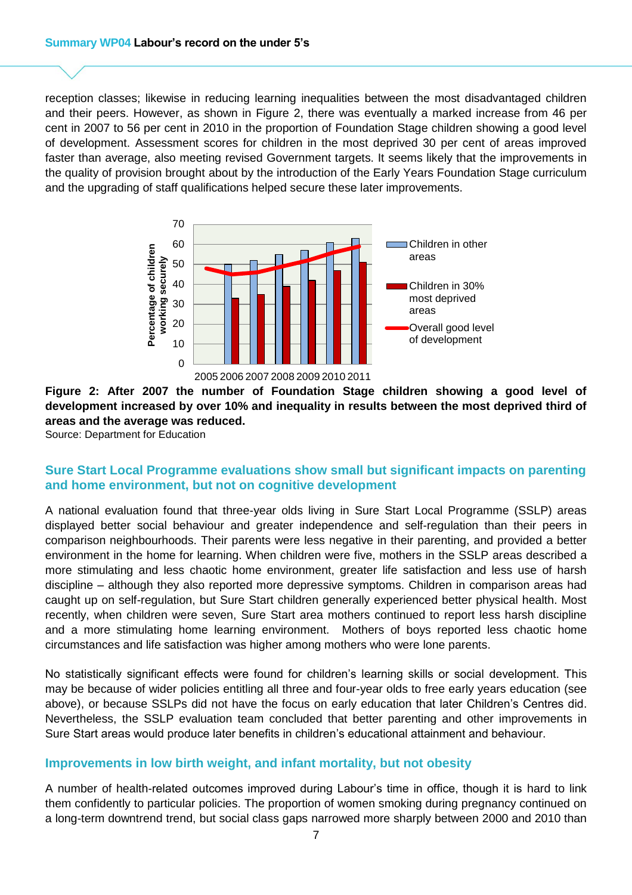reception classes; likewise in reducing learning inequalities between the most disadvantaged children and their peers. However, as shown in Figure 2, there was eventually a marked increase from 46 per cent in 2007 to 56 per cent in 2010 in the proportion of Foundation Stage children showing a good level of development. Assessment scores for children in the most deprived 30 per cent of areas improved faster than average, also meeting revised Government targets. It seems likely that the improvements in the quality of provision brought about by the introduction of the Early Years Foundation Stage curriculum and the upgrading of staff qualifications helped secure these later improvements.

**Figure 2: After 2007 the number of Foundation Stage children showing a good level of development increased by over 10% and inequality in results between the most deprived third of areas and the average was reduced.**

Source: Department for Education

## Sure Start Local Programme evaluations show small but significant impacts on parenting and home environment, but not on cognitive development

A national evaluation found that three-year olds living in Sure Start Local Programme (SSLP) areas displayed better social behaviour and greater independence and self-regulation than their peers in comparison neighbourhoods. Their parents were less negative in their parenting, and provided a better environment in the home for learning. When children were five, mothers in the SSLP areas described a more stimulating and less chaotic home environment, greater life satisfaction and less use of harsh discipline – although they also reported more depressive symptoms. Children in comparison areas had caught up on self-regulation, but Sure Start children generally experienced better physical health. Most recently, when children were seven, Sure Start area mothers continued to report less harsh discipline and a more stimulating home learning environment. Mothers of boys reported less chaotic home circumstances and life satisfaction was higher among mothers who were lone parents.

No statistically significant effects were found for children's learning skills or social development. This may be because of wider policies entitling all three and four-year olds to free early years education (see above), or because SSLPs did not have the focus on early education that later Children's Centres did. Nevertheless, the SSLP evaluation team concluded that better parenting and other improvements in Sure Start areas would produce later benefits in children's educational attainment and behaviour.

## Improvements in low birth weight, and infant mortality, but not obesity

A number of health-related outcomes improved during Labour's time in office, though it is hard to link them confidently to particular policies. The proportion of women smoking during pregnancy continued on a long-term downtrend trend, but social class gaps narrowed more sharply between 2000 and 2010 than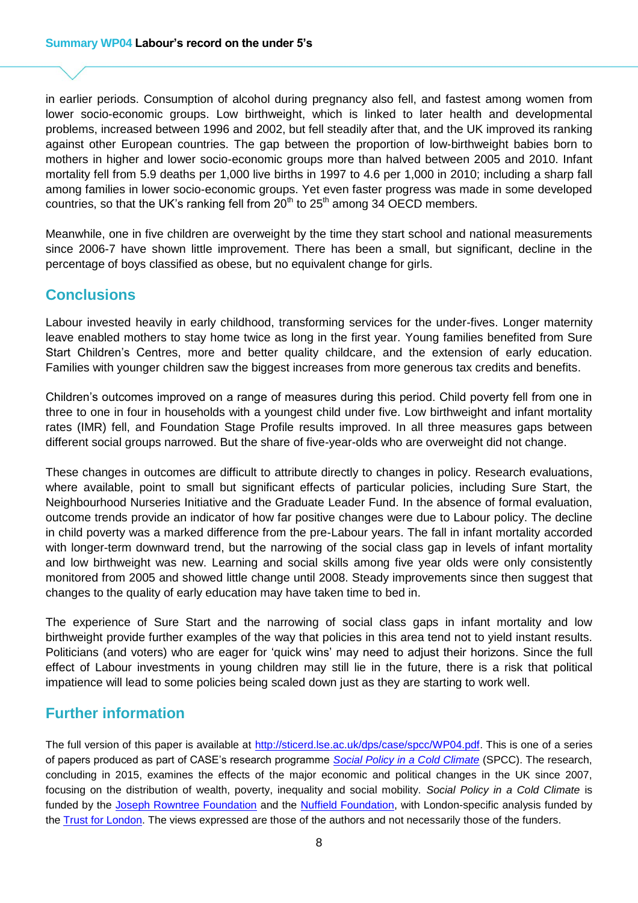in earlier periods. Consumption of alcohol during pregnancy also fell, and fastest among women from lower socio-economic groups. Low birthweight, which is linked to later health and developmental problems, increased between 1996 and 2002, but fell steadily after that, and the UK improved its ranking against other European countries. The gap between the proportion of low-birthweight babies born to mothers in higher and lower socio-economic groups more than halved between 2005 and 2010. Infant mortality fell from 5.9 deaths per 1,000 live births in 1997 to 4.6 per 1,000 in 2010; including a sharp fall among families in lower socio-economic groups. Yet even faster progress was made in some developed countries, so that the UK's ranking fell from 20th to 25th among 34 OECD members.

Meanwhile, one in five children are overweight by the time they start school and national measurements since 2006-7 have shown little improvement. There has been a small, but significant, decline in the percentage of boys classified as obese, but no equivalent change for girls.

## Conclusions

Labour invested heavily in early childhood, transforming services for the under-fives. Longer maternity leave enabled mothers to stay home twice as long in the first year. Young families benefited from Sure Start Children's Centres, more and better quality childcare, and the extension of early education. Families with younger children saw the biggest increases from more generous tax credits and benefits.

Children's outcomes improved on a range of measures during this period. Child poverty fell from one in three to one in four in households with a youngest child under five. Low birthweight and infant mortality rates (IMR) fell, and Foundation Stage Profile results improved. In all three measures gaps between different social groups narrowed. But the share of five-year-olds who are overweight did not change.

These changes in outcomes are difficult to attribute directly to changes in policy. Research evaluations, where available, point to small but significant effects of particular policies, including Sure Start, the Neighbourhood Nurseries Initiative and the Graduate Leader Fund. In the absence of formal evaluation, outcome trends provide an indicator of how far positive changes were due to Labour policy. The decline in child poverty was a marked difference from the pre-Labour years. The fall in infant mortality accorded with longer-term downward trend, but the narrowing of the social class gap in levels of infant mortality and low birthweight was new. Learning and social skills among five year olds were only consistently monitored from 2005 and showed little change until 2008. Steady improvements since then suggest that changes to the quality of early education may have taken time to bed in.

The experience of Sure Start and the narrowing of social class gaps in infant mortality and low birthweight provide further examples of the way that policies in this area tend not to yield instant results. Politicians (and voters) who are eager for 'quick wins' may need to adjust their horizons. Since the full effect of Labour investments in young children may still lie in the future, there is a risk that political impatience will lead to some policies being scaled down just as they are starting to work well.

## Further information

The full version of this paper is available at http://sticerd.lse.ac.uk/dps/case/spcc/WP04.pdf. This is one of a series of papers produced as part of CASE's research programme *Social Policy in a Cold Climate* (SPCC). The research, concluding in 2015, examines the effects of the major economic and political changes in the UK since 2007, focusing on the distribution of wealth, poverty, inequality and social mobility. *Social Policy in a Cold Climate* is funded by the Joseph Rowntree Foundation and the Nuffield Foundation, with London-specific analysis funded by the Trust for London. The views expressed are those of the authors and not necessarily those of the funders.